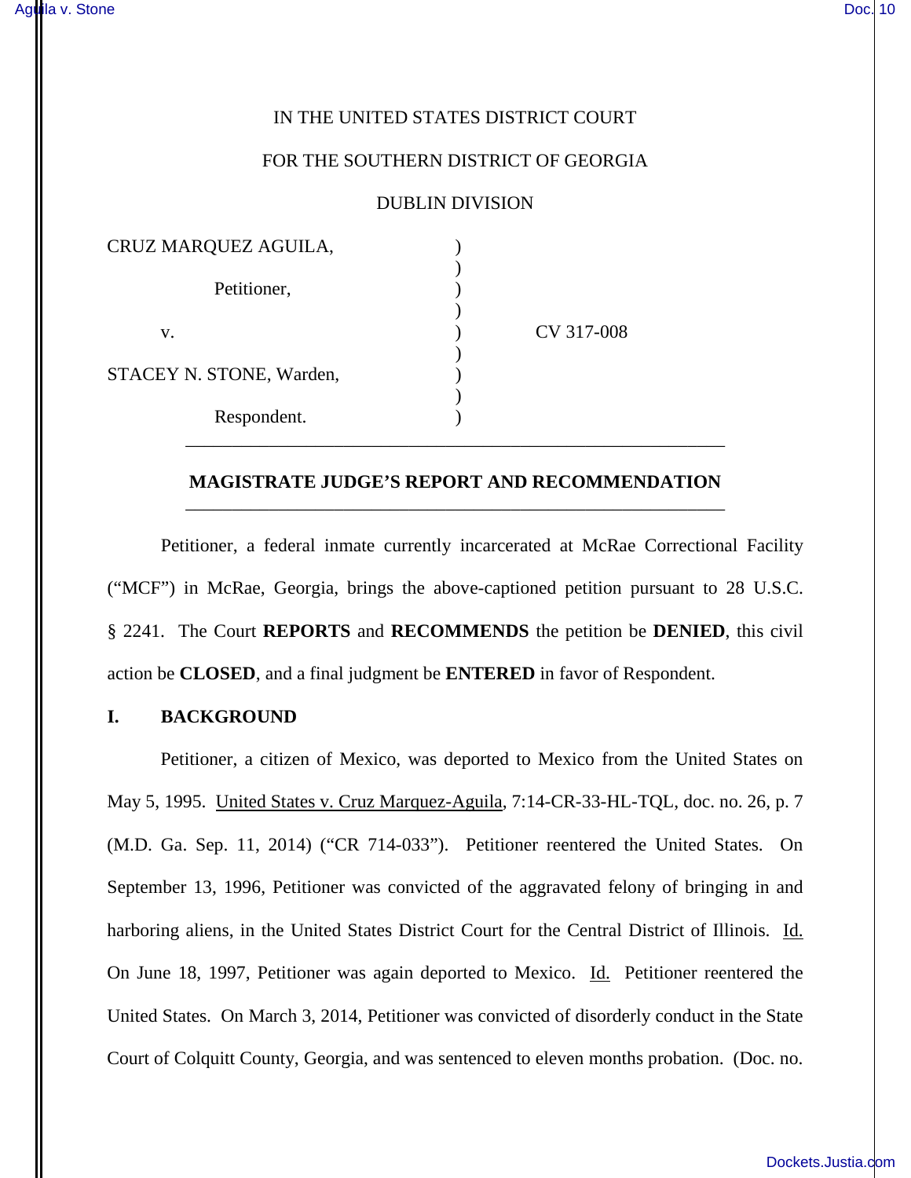IN THE UNITED STATES DISTRICT COURT

FOR THE SOUTHERN DISTRICT OF GEORGIA

DUBLIN DIVISION

CRUZ MARQUEZ AGUILA, )
)
Petitioner, )
)
v. ) CV 317-008
)
STACEY N. STONE, Warden, )
)
Respondent. )

---

## MAGISTRATE JUDGE'S REPORT AND RECOMMENDATION

---

Petitioner, a federal inmate currently incarcerated at McRae Correctional Facility ("MCF") in McRae, Georgia, brings the above-captioned petition pursuant to 28 U.S.C. § 2241. The Court **REPORTS** and **RECOMMENDS** the petition be **DENIED**, this civil action be **CLOSED**, and a final judgment be **ENTERED** in favor of Respondent.

## I. BACKGROUND

Petitioner, a citizen of Mexico, was deported to Mexico from the United States on May 5, 1995. United States v. Cruz Marquez-Aguila, 7:14-CR-33-HL-TQL, doc. no. 26, p. 7 (M.D. Ga. Sep. 11, 2014) ("CR 714-033"). Petitioner reentered the United States. On September 13, 1996, Petitioner was convicted of the aggravated felony of bringing in and harboring aliens, in the United States District Court for the Central District of Illinois. Id. On June 18, 1997, Petitioner was again deported to Mexico. Id. Petitioner reentered the United States. On March 3, 2014, Petitioner was convicted of disorderly conduct in the State Court of Colquitt County, Georgia, and was sentenced to eleven months probation. (Doc. no.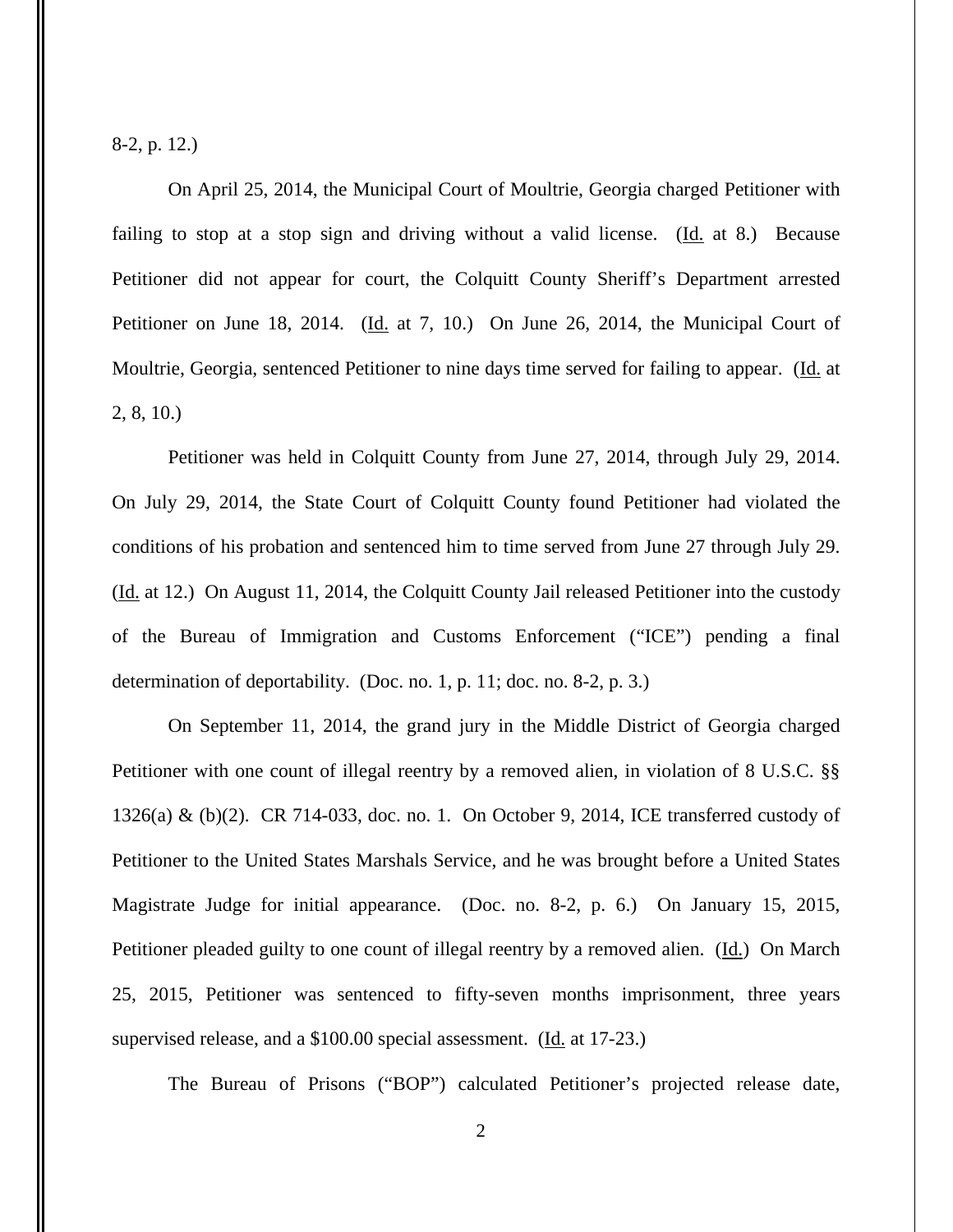8-2, p. 12.)

On April 25, 2014, the Municipal Court of Moultrie, Georgia charged Petitioner with failing to stop at a stop sign and driving without a valid license. (Id. at 8.) Because Petitioner did not appear for court, the Colquitt County Sheriff's Department arrested Petitioner on June 18, 2014. (Id. at 7, 10.) On June 26, 2014, the Municipal Court of Moultrie, Georgia, sentenced Petitioner to nine days time served for failing to appear. (Id. at 2, 8, 10.)

Petitioner was held in Colquitt County from June 27, 2014, through July 29, 2014. On July 29, 2014, the State Court of Colquitt County found Petitioner had violated the conditions of his probation and sentenced him to time served from June 27 through July 29. (Id. at 12.) On August 11, 2014, the Colquitt County Jail released Petitioner into the custody of the Bureau of Immigration and Customs Enforcement ("ICE") pending a final determination of deportability. (Doc. no. 1, p. 11; doc. no. 8-2, p. 3.)

On September 11, 2014, the grand jury in the Middle District of Georgia charged Petitioner with one count of illegal reentry by a removed alien, in violation of 8 U.S.C. §§ 1326(a) & (b)(2). CR 714-033, doc. no. 1. On October 9, 2014, ICE transferred custody of Petitioner to the United States Marshals Service, and he was brought before a United States Magistrate Judge for initial appearance. (Doc. no. 8-2, p. 6.) On January 15, 2015, Petitioner pleaded guilty to one count of illegal reentry by a removed alien. (Id.) On March 25, 2015, Petitioner was sentenced to fifty-seven months imprisonment, three years supervised release, and a $100.00 special assessment. (Id. at 17-23.)

The Bureau of Prisons ("BOP") calculated Petitioner's projected release date,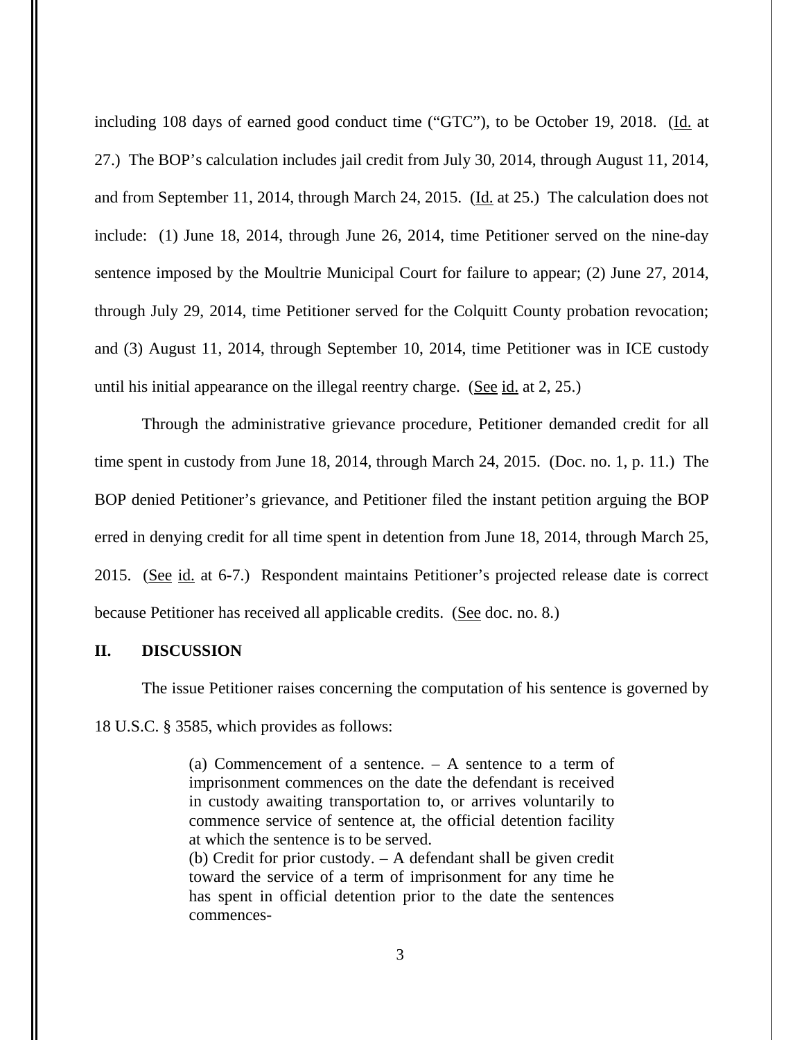including 108 days of earned good conduct time ("GTC"), to be October 19, 2018. (Id. at 27.) The BOP's calculation includes jail credit from July 30, 2014, through August 11, 2014, and from September 11, 2014, through March 24, 2015. (Id. at 25.) The calculation does not include: (1) June 18, 2014, through June 26, 2014, time Petitioner served on the nine-day sentence imposed by the Moultrie Municipal Court for failure to appear; (2) June 27, 2014, through July 29, 2014, time Petitioner served for the Colquitt County probation revocation; and (3) August 11, 2014, through September 10, 2014, time Petitioner was in ICE custody until his initial appearance on the illegal reentry charge. (See id. at 2, 25.)

Through the administrative grievance procedure, Petitioner demanded credit for all time spent in custody from June 18, 2014, through March 24, 2015. (Doc. no. 1, p. 11.) The BOP denied Petitioner's grievance, and Petitioner filed the instant petition arguing the BOP erred in denying credit for all time spent in detention from June 18, 2014, through March 25, 2015. (See id. at 6-7.) Respondent maintains Petitioner's projected release date is correct because Petitioner has received all applicable credits. (See doc. no. 8.)

## II. DISCUSSION

The issue Petitioner raises concerning the computation of his sentence is governed by 18 U.S.C. § 3585, which provides as follows:

> (a) Commencement of a sentence. – A sentence to a term of imprisonment commences on the date the defendant is received in custody awaiting transportation to, or arrives voluntarily to commence service of sentence at, the official detention facility at which the sentence is to be served.
>
> (b) Credit for prior custody. – A defendant shall be given credit toward the service of a term of imprisonment for any time he has spent in official detention prior to the date the sentences commences-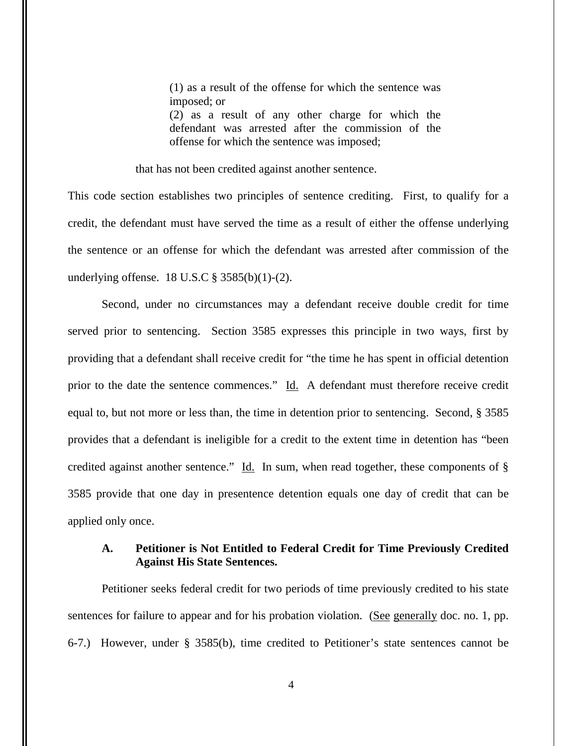> (1) as a result of the offense for which the sentence was imposed; or
> (2) as a result of any other charge for which the defendant was arrested after the commission of the offense for which the sentence was imposed;
>
> that has not been credited against another sentence.

This code section establishes two principles of sentence crediting. First, to qualify for a credit, the defendant must have served the time as a result of either the offense underlying the sentence or an offense for which the defendant was arrested after commission of the underlying offense. 18 U.S.C § 3585(b)(1)-(2).

Second, under no circumstances may a defendant receive double credit for time served prior to sentencing. Section 3585 expresses this principle in two ways, first by providing that a defendant shall receive credit for "the time he has spent in official detention prior to the date the sentence commences." Id. A defendant must therefore receive credit equal to, but not more or less than, the time in detention prior to sentencing. Second, § 3585 provides that a defendant is ineligible for a credit to the extent time in detention has "been credited against another sentence." Id. In sum, when read together, these components of § 3585 provide that one day in presentence detention equals one day of credit that can be applied only once.

### A. Petitioner is Not Entitled to Federal Credit for Time Previously Credited Against His State Sentences.

Petitioner seeks federal credit for two periods of time previously credited to his state sentences for failure to appear and for his probation violation. (See generally doc. no. 1, pp. 6-7.) However, under § 3585(b), time credited to Petitioner's state sentences cannot be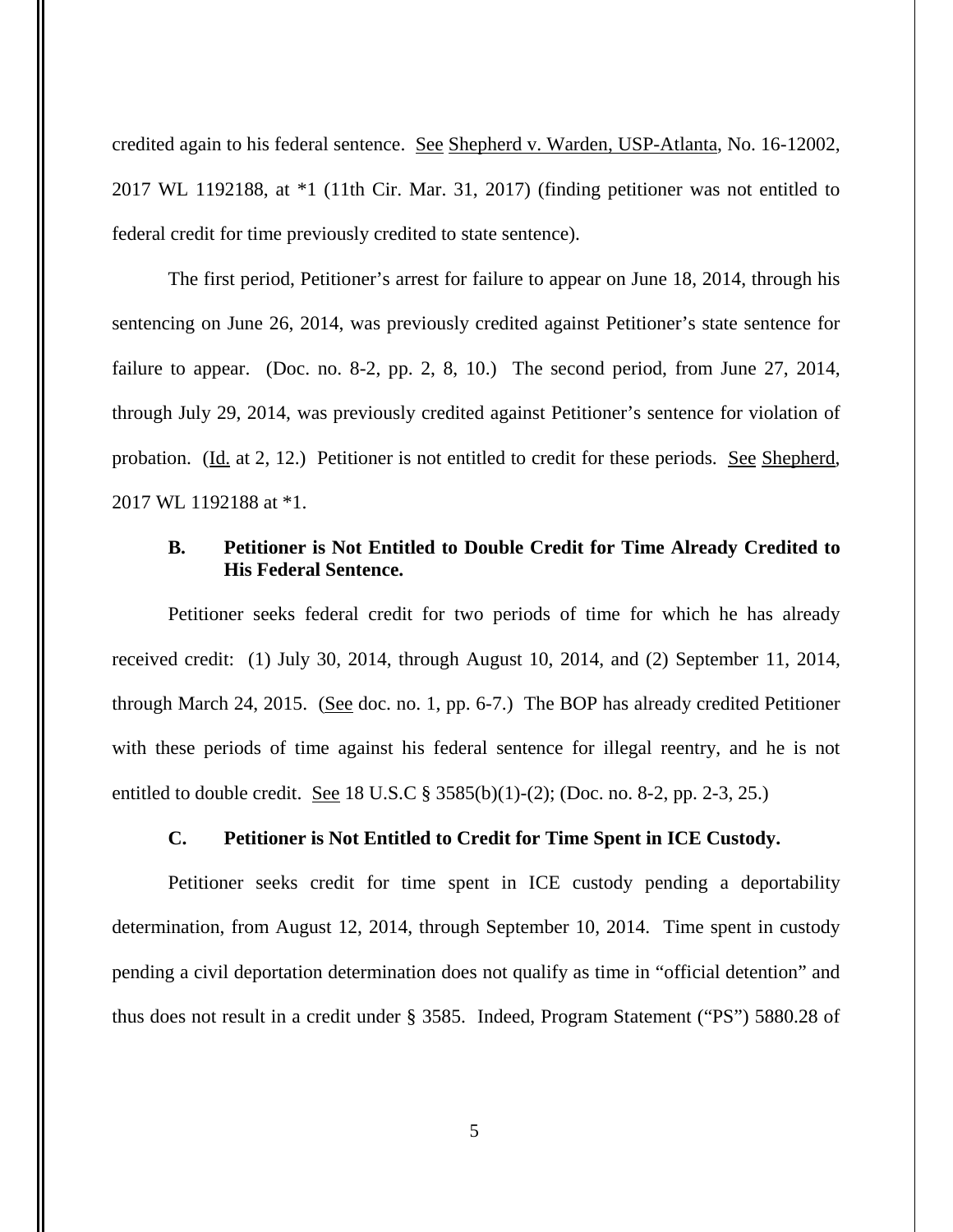credited again to his federal sentence. See Shepherd v. Warden, USP-Atlanta, No. 16-12002, 2017 WL 1192188, at *1 (11th Cir. Mar. 31, 2017) (finding petitioner was not entitled to federal credit for time previously credited to state sentence).

The first period, Petitioner's arrest for failure to appear on June 18, 2014, through his sentencing on June 26, 2014, was previously credited against Petitioner's state sentence for failure to appear. (Doc. no. 8-2, pp. 2, 8, 10.) The second period, from June 27, 2014, through July 29, 2014, was previously credited against Petitioner's sentence for violation of probation. (Id. at 2, 12.) Petitioner is not entitled to credit for these periods. See Shepherd, 2017 WL 1192188 at *1.

### B. Petitioner is Not Entitled to Double Credit for Time Already Credited to His Federal Sentence.

Petitioner seeks federal credit for two periods of time for which he has already received credit: (1) July 30, 2014, through August 10, 2014, and (2) September 11, 2014, through March 24, 2015. (See doc. no. 1, pp. 6-7.) The BOP has already credited Petitioner with these periods of time against his federal sentence for illegal reentry, and he is not entitled to double credit. See 18 U.S.C § 3585(b)(1)-(2); (Doc. no. 8-2, pp. 2-3, 25.)

### C. Petitioner is Not Entitled to Credit for Time Spent in ICE Custody.

Petitioner seeks credit for time spent in ICE custody pending a deportability determination, from August 12, 2014, through September 10, 2014. Time spent in custody pending a civil deportation determination does not qualify as time in "official detention" and thus does not result in a credit under § 3585. Indeed, Program Statement ("PS") 5880.28 of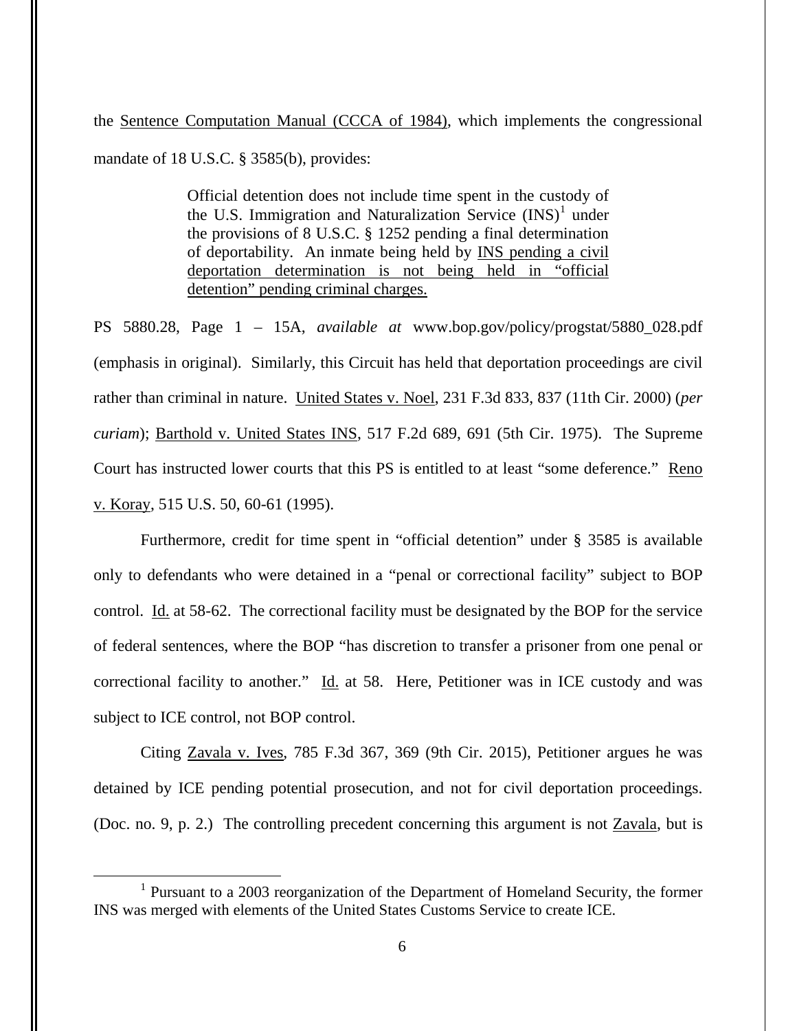the Sentence Computation Manual (CCCA of 1984), which implements the congressional mandate of 18 U.S.C. § 3585(b), provides:

> Official detention does not include time spent in the custody of the U.S. Immigration and Naturalization Service (INS)[1] under the provisions of 8 U.S.C. § 1252 pending a final determination of deportability. An inmate being held by INS pending a civil deportation determination is not being held in "official detention" pending criminal charges.

PS 5880.28, Page 1 – 15A, *available at* www.bop.gov/policy/progstat/5880_028.pdf (emphasis in original). Similarly, this Circuit has held that deportation proceedings are civil rather than criminal in nature. United States v. Noel, 231 F.3d 833, 837 (11th Cir. 2000) (*per curiam*); Barthold v. United States INS, 517 F.2d 689, 691 (5th Cir. 1975). The Supreme Court has instructed lower courts that this PS is entitled to at least "some deference." Reno v. Koray, 515 U.S. 50, 60-61 (1995).

Furthermore, credit for time spent in "official detention" under § 3585 is available only to defendants who were detained in a "penal or correctional facility" subject to BOP control. Id. at 58-62. The correctional facility must be designated by the BOP for the service of federal sentences, where the BOP "has discretion to transfer a prisoner from one penal or correctional facility to another." Id. at 58. Here, Petitioner was in ICE custody and was subject to ICE control, not BOP control.

Citing Zavala v. Ives, 785 F.3d 367, 369 (9th Cir. 2015), Petitioner argues he was detained by ICE pending potential prosecution, and not for civil deportation proceedings. (Doc. no. 9, p. 2.) The controlling precedent concerning this argument is not Zavala, but is

[1] Pursuant to a 2003 reorganization of the Department of Homeland Security, the former INS was merged with elements of the United States Customs Service to create ICE.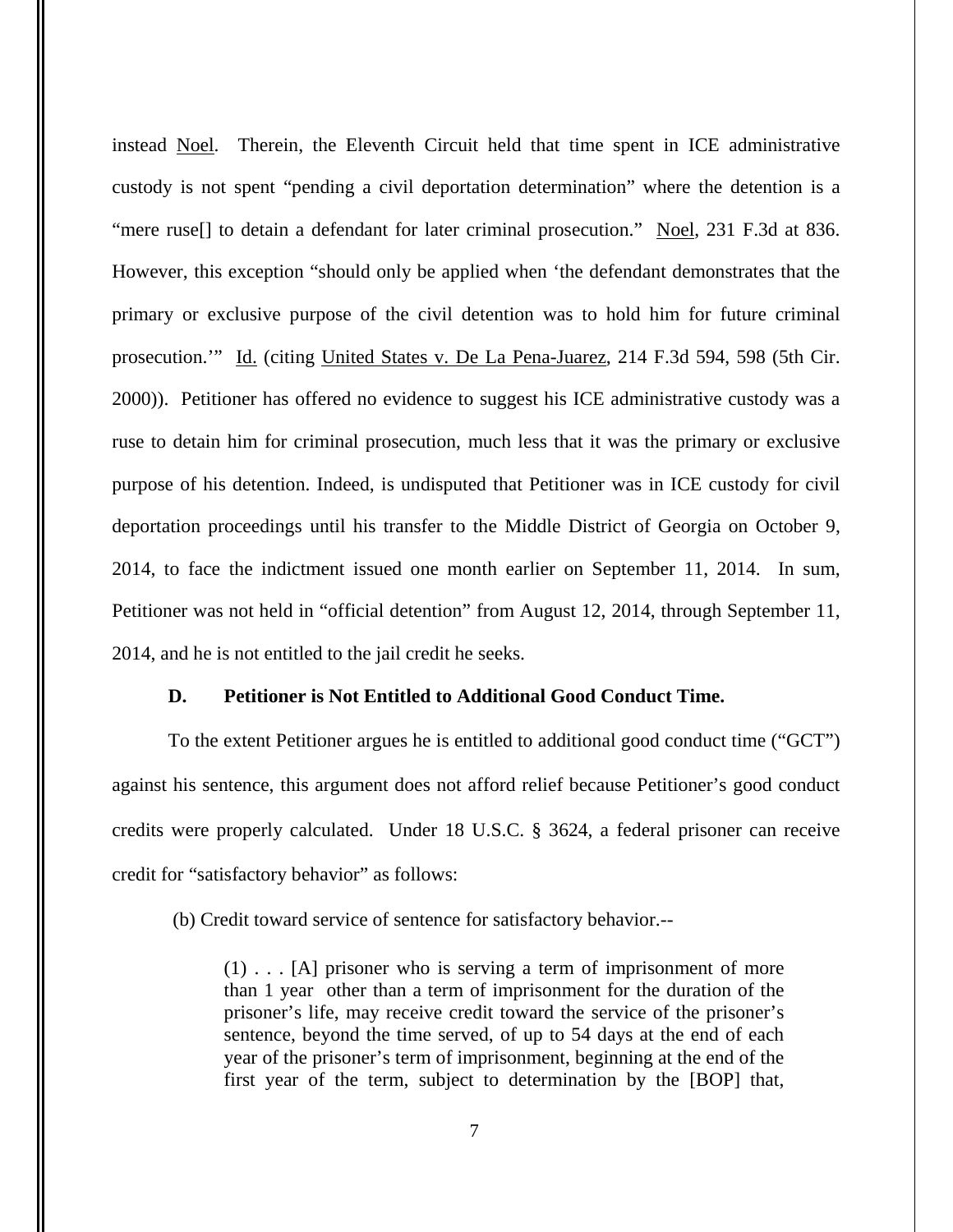instead Noel. Therein, the Eleventh Circuit held that time spent in ICE administrative custody is not spent "pending a civil deportation determination" where the detention is a "mere ruse[] to detain a defendant for later criminal prosecution." Noel, 231 F.3d at 836. However, this exception "should only be applied when 'the defendant demonstrates that the primary or exclusive purpose of the civil detention was to hold him for future criminal prosecution.'" Id. (citing United States v. De La Pena-Juarez, 214 F.3d 594, 598 (5th Cir. 2000)). Petitioner has offered no evidence to suggest his ICE administrative custody was a ruse to detain him for criminal prosecution, much less that it was the primary or exclusive purpose of his detention. Indeed, is undisputed that Petitioner was in ICE custody for civil deportation proceedings until his transfer to the Middle District of Georgia on October 9, 2014, to face the indictment issued one month earlier on September 11, 2014. In sum, Petitioner was not held in "official detention" from August 12, 2014, through September 11, 2014, and he is not entitled to the jail credit he seeks.

**D. Petitioner is Not Entitled to Additional Good Conduct Time.**

To the extent Petitioner argues he is entitled to additional good conduct time ("GCT") against his sentence, this argument does not afford relief because Petitioner's good conduct credits were properly calculated. Under 18 U.S.C. § 3624, a federal prisoner can receive credit for "satisfactory behavior" as follows:

(b) Credit toward service of sentence for satisfactory behavior.--

> (1) . . . [A] prisoner who is serving a term of imprisonment of more than 1 year other than a term of imprisonment for the duration of the prisoner's life, may receive credit toward the service of the prisoner's sentence, beyond the time served, of up to 54 days at the end of each year of the prisoner's term of imprisonment, beginning at the end of the first year of the term, subject to determination by the [BOP] that,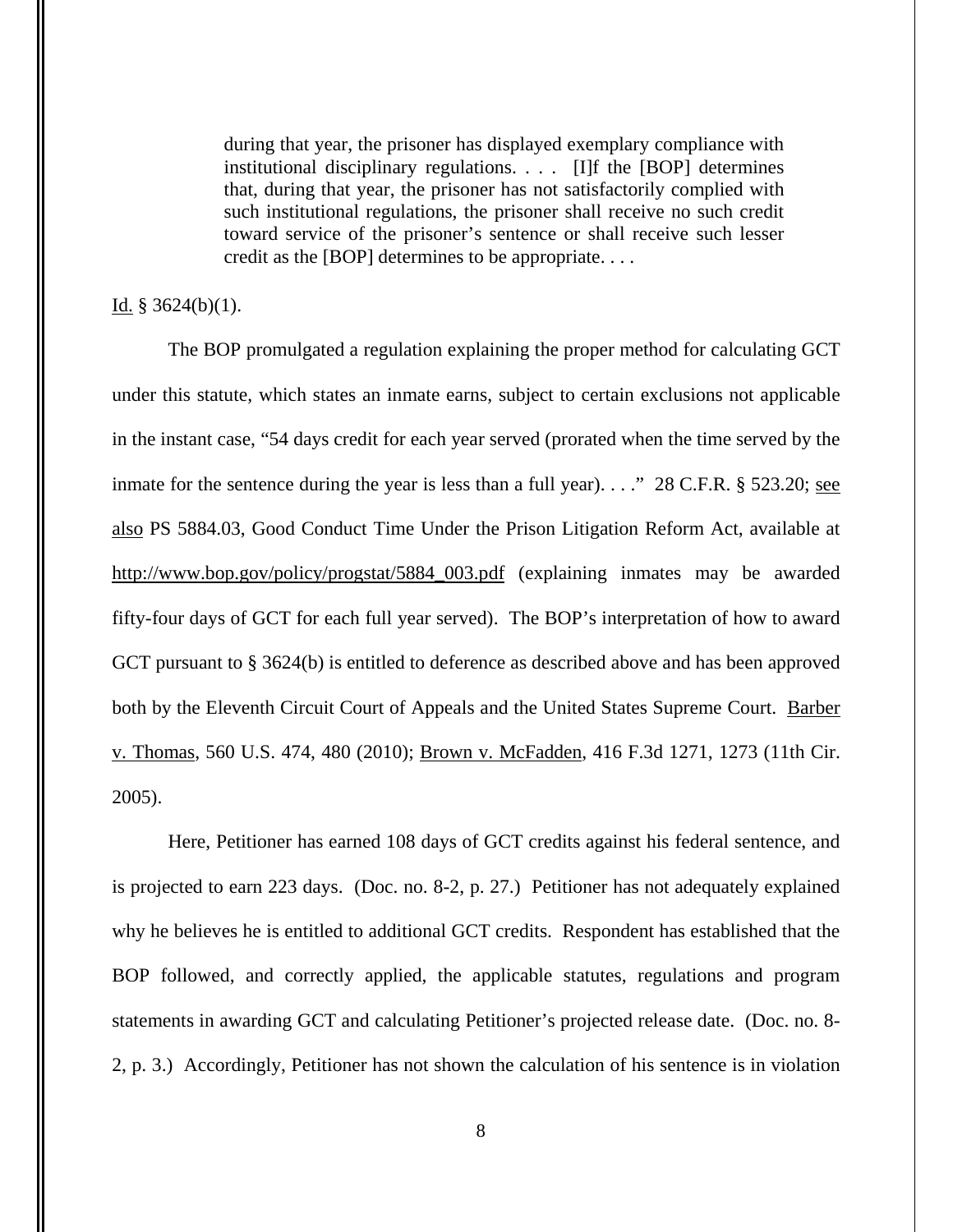> during that year, the prisoner has displayed exemplary compliance with institutional disciplinary regulations. . . . [I]f the [BOP] determines that, during that year, the prisoner has not satisfactorily complied with such institutional regulations, the prisoner shall receive no such credit toward service of the prisoner's sentence or shall receive such lesser credit as the [BOP] determines to be appropriate. . . .

Id. § 3624(b)(1).

The BOP promulgated a regulation explaining the proper method for calculating GCT under this statute, which states an inmate earns, subject to certain exclusions not applicable in the instant case, "54 days credit for each year served (prorated when the time served by the inmate for the sentence during the year is less than a full year). . . ." 28 C.F.R. § 523.20; see also PS 5884.03, Good Conduct Time Under the Prison Litigation Reform Act, available at http://www.bop.gov/policy/progstat/5884_003.pdf (explaining inmates may be awarded fifty-four days of GCT for each full year served). The BOP's interpretation of how to award GCT pursuant to § 3624(b) is entitled to deference as described above and has been approved both by the Eleventh Circuit Court of Appeals and the United States Supreme Court. Barber v. Thomas, 560 U.S. 474, 480 (2010); Brown v. McFadden, 416 F.3d 1271, 1273 (11th Cir. 2005).

Here, Petitioner has earned 108 days of GCT credits against his federal sentence, and is projected to earn 223 days. (Doc. no. 8-2, p. 27.) Petitioner has not adequately explained why he believes he is entitled to additional GCT credits. Respondent has established that the BOP followed, and correctly applied, the applicable statutes, regulations and program statements in awarding GCT and calculating Petitioner's projected release date. (Doc. no. 8-2, p. 3.) Accordingly, Petitioner has not shown the calculation of his sentence is in violation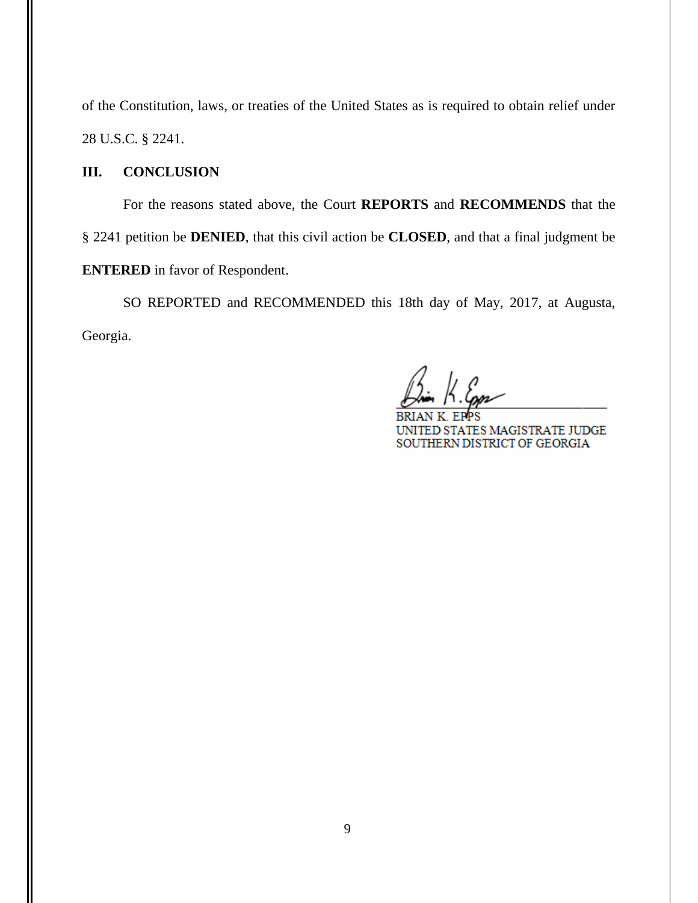of the Constitution, laws, or treaties of the United States as is required to obtain relief under 28 U.S.C. § 2241.

## III. CONCLUSION

For the reasons stated above, the Court **REPORTS** and **RECOMMENDS** that the § 2241 petition be **DENIED**, that this civil action be **CLOSED**, and that a final judgment be **ENTERED** in favor of Respondent.

SO REPORTED and RECOMMENDED this 18th day of May, 2017, at Augusta, Georgia.

BRIAN K. EPPS
UNITED STATES MAGISTRATE JUDGE
SOUTHERN DISTRICT OF GEORGIA